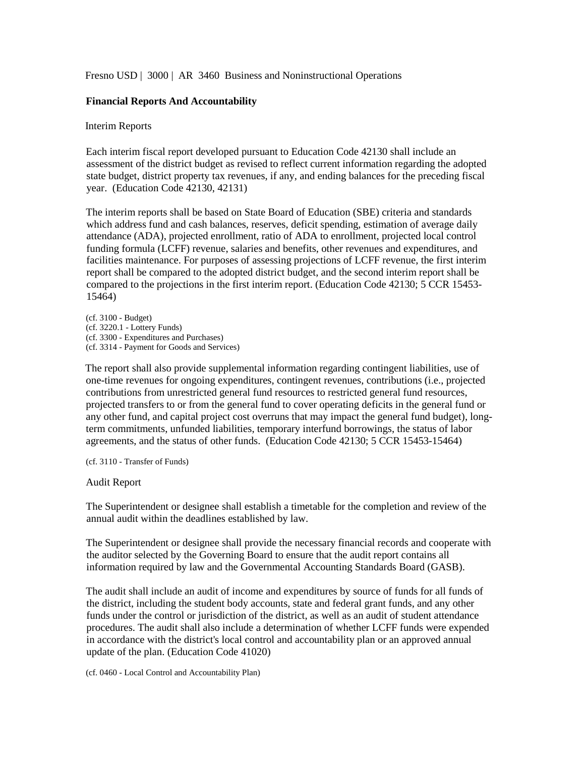Fresno USD | 3000 | AR 3460 Business and Noninstructional Operations

## Financial Reports And Accountability

### Interim Reports

Each interim fiscal report developed pursuant to Education Code 42130 shall include an assessment of the district budget as revised to reflect current information regarding the adopted state budget, district property tax revenues, if any, and ending balances for the preceding fiscal year. (Education Code 42130, 42131)

The interim reports shall be based on State Board of Education (SBE) criteria and standards which address fund and cash balances, reserves, deficit spending, estimation of average daily attendance (ADA), projected enrollment, ratio of ADA to enrollment, projected local control funding formula (LCFF) revenue, salaries and benefits, other revenues and expenditures, and facilities maintenance. For purposes of assessing projections of LCFF revenue, the first interim report shall be compared to the adopted district budget, and the second interim report shall be compared to the projections in the first interim report. (Education Code 42130; 5 CCR 15453-15464)

(cf. 3100 - Budget)
(cf. 3220.1 - Lottery Funds)
(cf. 3300 - Expenditures and Purchases)
(cf. 3314 - Payment for Goods and Services)

The report shall also provide supplemental information regarding contingent liabilities, use of one-time revenues for ongoing expenditures, contingent revenues, contributions (i.e., projected contributions from unrestricted general fund resources to restricted general fund resources, projected transfers to or from the general fund to cover operating deficits in the general fund or any other fund, and capital project cost overruns that may impact the general fund budget), long-term commitments, unfunded liabilities, temporary interfund borrowings, the status of labor agreements, and the status of other funds. (Education Code 42130; 5 CCR 15453-15464)

(cf. 3110 - Transfer of Funds)

### Audit Report

The Superintendent or designee shall establish a timetable for the completion and review of the annual audit within the deadlines established by law.

The Superintendent or designee shall provide the necessary financial records and cooperate with the auditor selected by the Governing Board to ensure that the audit report contains all information required by law and the Governmental Accounting Standards Board (GASB).

The audit shall include an audit of income and expenditures by source of funds for all funds of the district, including the student body accounts, state and federal grant funds, and any other funds under the control or jurisdiction of the district, as well as an audit of student attendance procedures. The audit shall also include a determination of whether LCFF funds were expended in accordance with the district's local control and accountability plan or an approved annual update of the plan. (Education Code 41020)

(cf. 0460 - Local Control and Accountability Plan)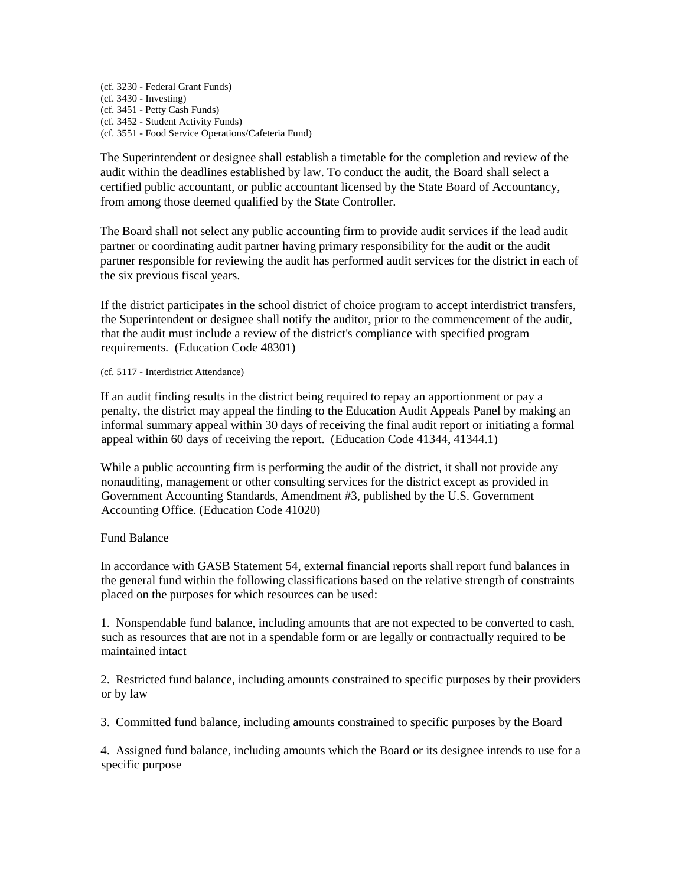(cf. 3230 - Federal Grant Funds)
(cf. 3430 - Investing)
(cf. 3451 - Petty Cash Funds)
(cf. 3452 - Student Activity Funds)
(cf. 3551 - Food Service Operations/Cafeteria Fund)

The Superintendent or designee shall establish a timetable for the completion and review of the audit within the deadlines established by law. To conduct the audit, the Board shall select a certified public accountant, or public accountant licensed by the State Board of Accountancy, from among those deemed qualified by the State Controller.

The Board shall not select any public accounting firm to provide audit services if the lead audit partner or coordinating audit partner having primary responsibility for the audit or the audit partner responsible for reviewing the audit has performed audit services for the district in each of the six previous fiscal years.

If the district participates in the school district of choice program to accept interdistrict transfers, the Superintendent or designee shall notify the auditor, prior to the commencement of the audit, that the audit must include a review of the district's compliance with specified program requirements. (Education Code 48301)

(cf. 5117 - Interdistrict Attendance)

If an audit finding results in the district being required to repay an apportionment or pay a penalty, the district may appeal the finding to the Education Audit Appeals Panel by making an informal summary appeal within 30 days of receiving the final audit report or initiating a formal appeal within 60 days of receiving the report. (Education Code 41344, 41344.1)

While a public accounting firm is performing the audit of the district, it shall not provide any nonauditing, management or other consulting services for the district except as provided in Government Accounting Standards, Amendment #3, published by the U.S. Government Accounting Office. (Education Code 41020)

Fund Balance

In accordance with GASB Statement 54, external financial reports shall report fund balances in the general fund within the following classifications based on the relative strength of constraints placed on the purposes for which resources can be used:

1. Nonspendable fund balance, including amounts that are not expected to be converted to cash, such as resources that are not in a spendable form or are legally or contractually required to be maintained intact

2. Restricted fund balance, including amounts constrained to specific purposes by their providers or by law

3. Committed fund balance, including amounts constrained to specific purposes by the Board

4. Assigned fund balance, including amounts which the Board or its designee intends to use for a specific purpose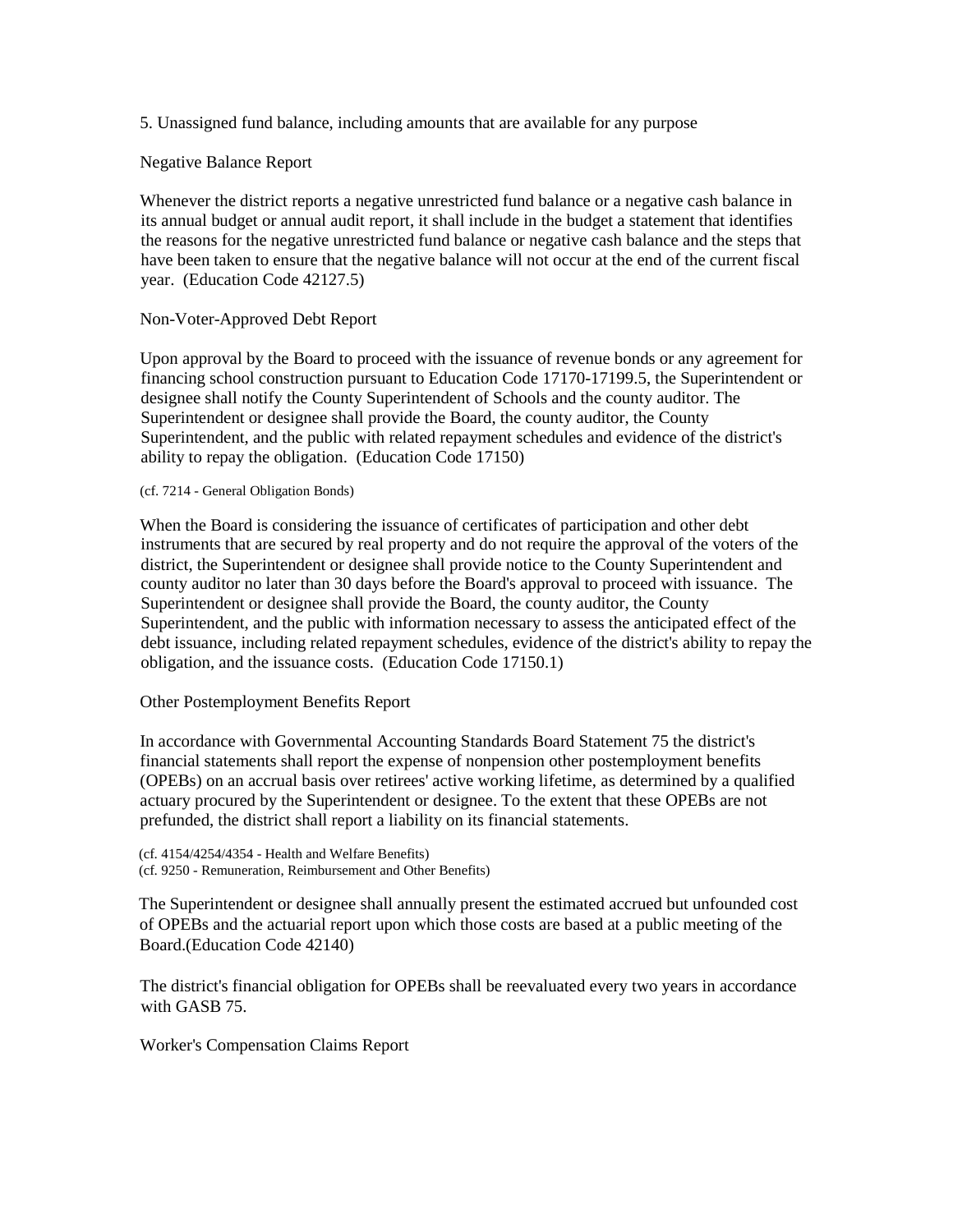5. Unassigned fund balance, including amounts that are available for any purpose

Negative Balance Report

Whenever the district reports a negative unrestricted fund balance or a negative cash balance in its annual budget or annual audit report, it shall include in the budget a statement that identifies the reasons for the negative unrestricted fund balance or negative cash balance and the steps that have been taken to ensure that the negative balance will not occur at the end of the current fiscal year. (Education Code 42127.5)

Non-Voter-Approved Debt Report

Upon approval by the Board to proceed with the issuance of revenue bonds or any agreement for financing school construction pursuant to Education Code 17170-17199.5, the Superintendent or designee shall notify the County Superintendent of Schools and the county auditor. The Superintendent or designee shall provide the Board, the county auditor, the County Superintendent, and the public with related repayment schedules and evidence of the district's ability to repay the obligation. (Education Code 17150)

(cf. 7214 - General Obligation Bonds)

When the Board is considering the issuance of certificates of participation and other debt instruments that are secured by real property and do not require the approval of the voters of the district, the Superintendent or designee shall provide notice to the County Superintendent and county auditor no later than 30 days before the Board's approval to proceed with issuance. The Superintendent or designee shall provide the Board, the county auditor, the County Superintendent, and the public with information necessary to assess the anticipated effect of the debt issuance, including related repayment schedules, evidence of the district's ability to repay the obligation, and the issuance costs. (Education Code 17150.1)

Other Postemployment Benefits Report

In accordance with Governmental Accounting Standards Board Statement 75 the district's financial statements shall report the expense of nonpension other postemployment benefits (OPEBs) on an accrual basis over retirees' active working lifetime, as determined by a qualified actuary procured by the Superintendent or designee. To the extent that these OPEBs are not prefunded, the district shall report a liability on its financial statements.

(cf. 4154/4254/4354 - Health and Welfare Benefits)
(cf. 9250 - Remuneration, Reimbursement and Other Benefits)

The Superintendent or designee shall annually present the estimated accrued but unfounded cost of OPEBs and the actuarial report upon which those costs are based at a public meeting of the Board.(Education Code 42140)

The district's financial obligation for OPEBs shall be reevaluated every two years in accordance with GASB 75.

Worker's Compensation Claims Report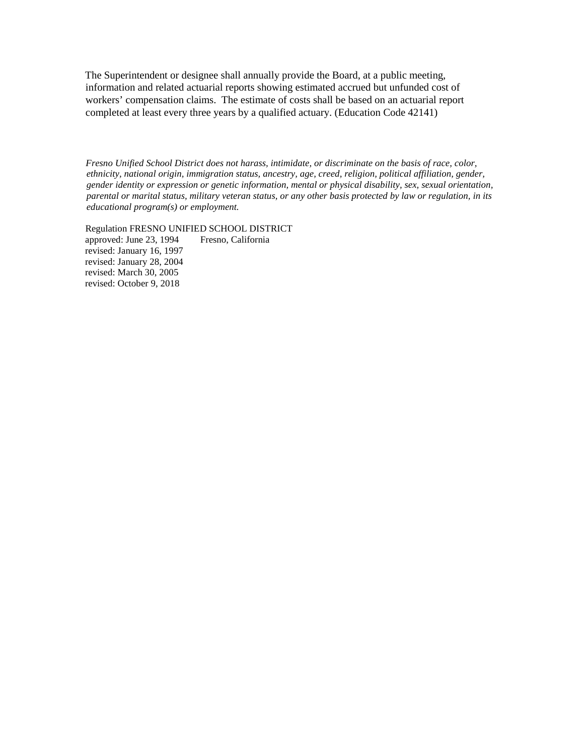The Superintendent or designee shall annually provide the Board, at a public meeting, information and related actuarial reports showing estimated accrued but unfunded cost of workers' compensation claims. The estimate of costs shall be based on an actuarial report completed at least every three years by a qualified actuary. (Education Code 42141)

*Fresno Unified School District does not harass, intimidate, or discriminate on the basis of race, color, ethnicity, national origin, immigration status, ancestry, age, creed, religion, political affiliation, gender, gender identity or expression or genetic information, mental or physical disability, sex, sexual orientation, parental or marital status, military veteran status, or any other basis protected by law or regulation, in its educational program(s) or employment.*

Regulation FRESNO UNIFIED SCHOOL DISTRICT
approved: June 23, 1994 Fresno, California
revised: January 16, 1997
revised: January 28, 2004
revised: March 30, 2005
revised: October 9, 2018